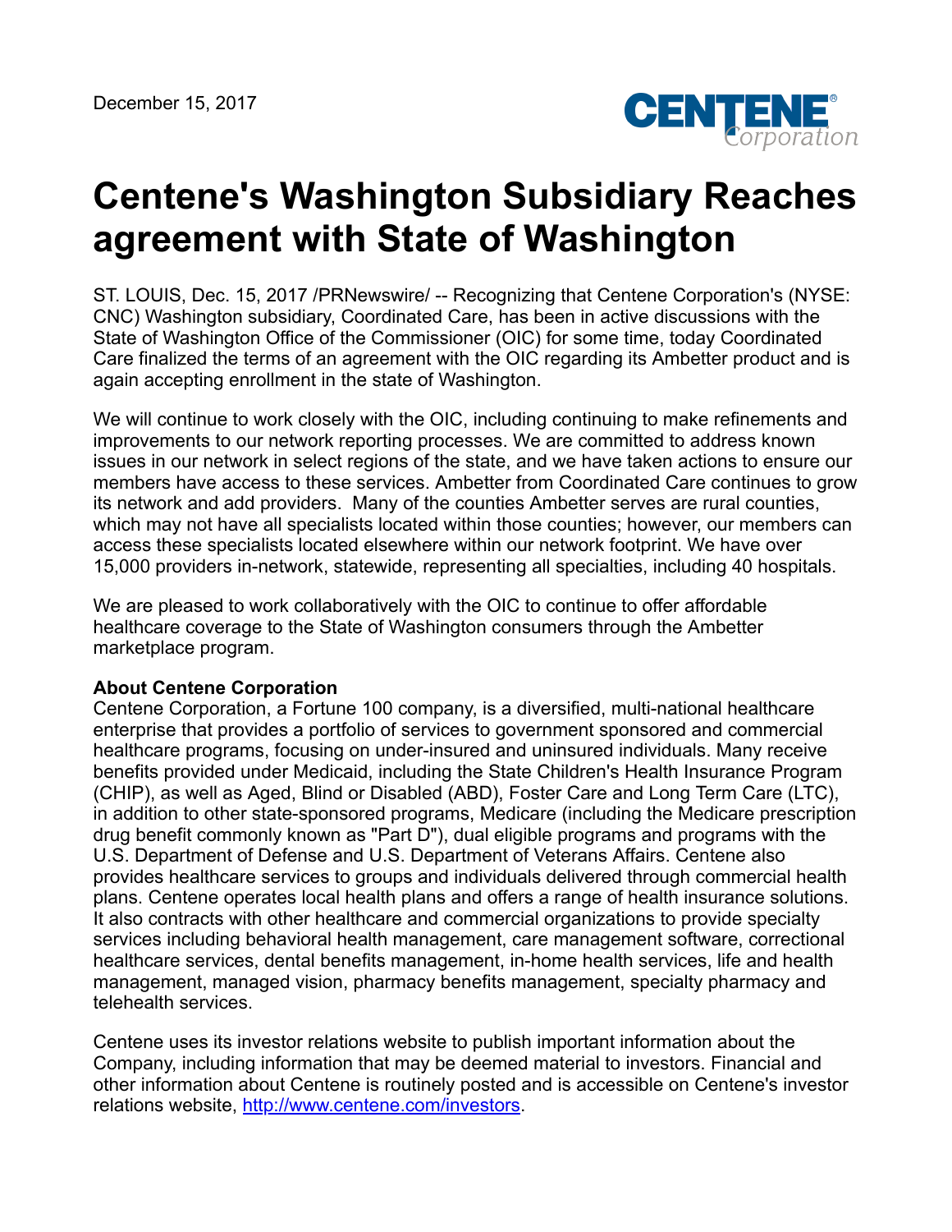December 15, 2017

# Centene's Washington Subsidiary Reaches agreement with State of Washington

ST. LOUIS, Dec. 15, 2017 /PRNewswire/ -- Recognizing that Centene Corporation's (NYSE: CNC) Washington subsidiary, Coordinated Care, has been in active discussions with the State of Washington Office of the Commissioner (OIC) for some time, today Coordinated Care finalized the terms of an agreement with the OIC regarding its Ambetter product and is again accepting enrollment in the state of Washington.

We will continue to work closely with the OIC, including continuing to make refinements and improvements to our network reporting processes. We are committed to address known issues in our network in select regions of the state, and we have taken actions to ensure our members have access to these services. Ambetter from Coordinated Care continues to grow its network and add providers. Many of the counties Ambetter serves are rural counties, which may not have all specialists located within those counties; however, our members can access these specialists located elsewhere within our network footprint. We have over 15,000 providers in-network, statewide, representing all specialties, including 40 hospitals.

We are pleased to work collaboratively with the OIC to continue to offer affordable healthcare coverage to the State of Washington consumers through the Ambetter marketplace program.

**About Centene Corporation**
Centene Corporation, a Fortune 100 company, is a diversified, multi-national healthcare enterprise that provides a portfolio of services to government sponsored and commercial healthcare programs, focusing on under-insured and uninsured individuals. Many receive benefits provided under Medicaid, including the State Children's Health Insurance Program (CHIP), as well as Aged, Blind or Disabled (ABD), Foster Care and Long Term Care (LTC), in addition to other state-sponsored programs, Medicare (including the Medicare prescription drug benefit commonly known as "Part D"), dual eligible programs and programs with the U.S. Department of Defense and U.S. Department of Veterans Affairs. Centene also provides healthcare services to groups and individuals delivered through commercial health plans. Centene operates local health plans and offers a range of health insurance solutions. It also contracts with other healthcare and commercial organizations to provide specialty services including behavioral health management, care management software, correctional healthcare services, dental benefits management, in-home health services, life and health management, managed vision, pharmacy benefits management, specialty pharmacy and telehealth services.

Centene uses its investor relations website to publish important information about the Company, including information that may be deemed material to investors. Financial and other information about Centene is routinely posted and is accessible on Centene's investor relations website, http://www.centene.com/investors.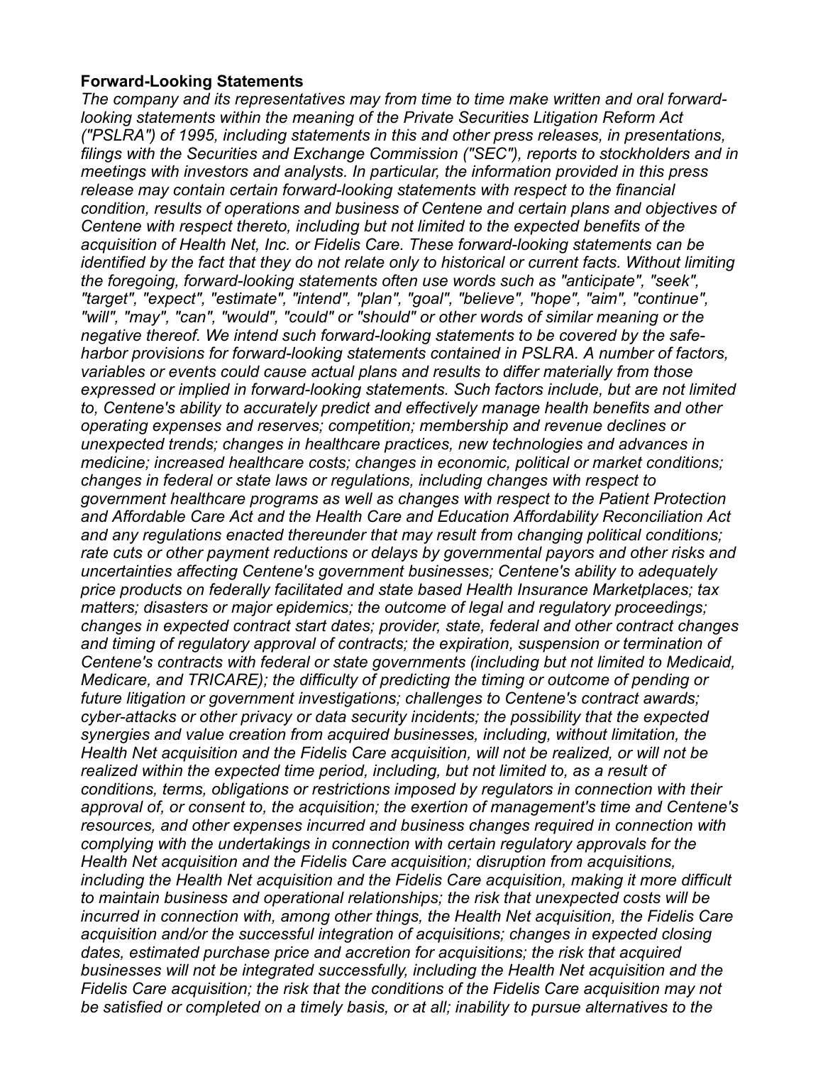**Forward-Looking Statements**

*The company and its representatives may from time to time make written and oral forward-looking statements within the meaning of the Private Securities Litigation Reform Act ("PSLRA") of 1995, including statements in this and other press releases, in presentations, filings with the Securities and Exchange Commission ("SEC"), reports to stockholders and in meetings with investors and analysts. In particular, the information provided in this press release may contain certain forward-looking statements with respect to the financial condition, results of operations and business of Centene and certain plans and objectives of Centene with respect thereto, including but not limited to the expected benefits of the acquisition of Health Net, Inc. or Fidelis Care. These forward-looking statements can be identified by the fact that they do not relate only to historical or current facts. Without limiting the foregoing, forward-looking statements often use words such as "anticipate", "seek", "target", "expect", "estimate", "intend", "plan", "goal", "believe", "hope", "aim", "continue", "will", "may", "can", "would", "could" or "should" or other words of similar meaning or the negative thereof. We intend such forward-looking statements to be covered by the safe-harbor provisions for forward-looking statements contained in PSLRA. A number of factors, variables or events could cause actual plans and results to differ materially from those expressed or implied in forward-looking statements. Such factors include, but are not limited to, Centene's ability to accurately predict and effectively manage health benefits and other operating expenses and reserves; competition; membership and revenue declines or unexpected trends; changes in healthcare practices, new technologies and advances in medicine; increased healthcare costs; changes in economic, political or market conditions; changes in federal or state laws or regulations, including changes with respect to government healthcare programs as well as changes with respect to the Patient Protection and Affordable Care Act and the Health Care and Education Affordability Reconciliation Act and any regulations enacted thereunder that may result from changing political conditions; rate cuts or other payment reductions or delays by governmental payors and other risks and uncertainties affecting Centene's government businesses; Centene's ability to adequately price products on federally facilitated and state based Health Insurance Marketplaces; tax matters; disasters or major epidemics; the outcome of legal and regulatory proceedings; changes in expected contract start dates; provider, state, federal and other contract changes and timing of regulatory approval of contracts; the expiration, suspension or termination of Centene's contracts with federal or state governments (including but not limited to Medicaid, Medicare, and TRICARE); the difficulty of predicting the timing or outcome of pending or future litigation or government investigations; challenges to Centene's contract awards; cyber-attacks or other privacy or data security incidents; the possibility that the expected synergies and value creation from acquired businesses, including, without limitation, the Health Net acquisition and the Fidelis Care acquisition, will not be realized, or will not be realized within the expected time period, including, but not limited to, as a result of conditions, terms, obligations or restrictions imposed by regulators in connection with their approval of, or consent to, the acquisition; the exertion of management's time and Centene's resources, and other expenses incurred and business changes required in connection with complying with the undertakings in connection with certain regulatory approvals for the Health Net acquisition and the Fidelis Care acquisition; disruption from acquisitions, including the Health Net acquisition and the Fidelis Care acquisition, making it more difficult to maintain business and operational relationships; the risk that unexpected costs will be incurred in connection with, among other things, the Health Net acquisition, the Fidelis Care acquisition and/or the successful integration of acquisitions; changes in expected closing dates, estimated purchase price and accretion for acquisitions; the risk that acquired businesses will not be integrated successfully, including the Health Net acquisition and the Fidelis Care acquisition; the risk that the conditions of the Fidelis Care acquisition may not be satisfied or completed on a timely basis, or at all; inability to pursue alternatives to the*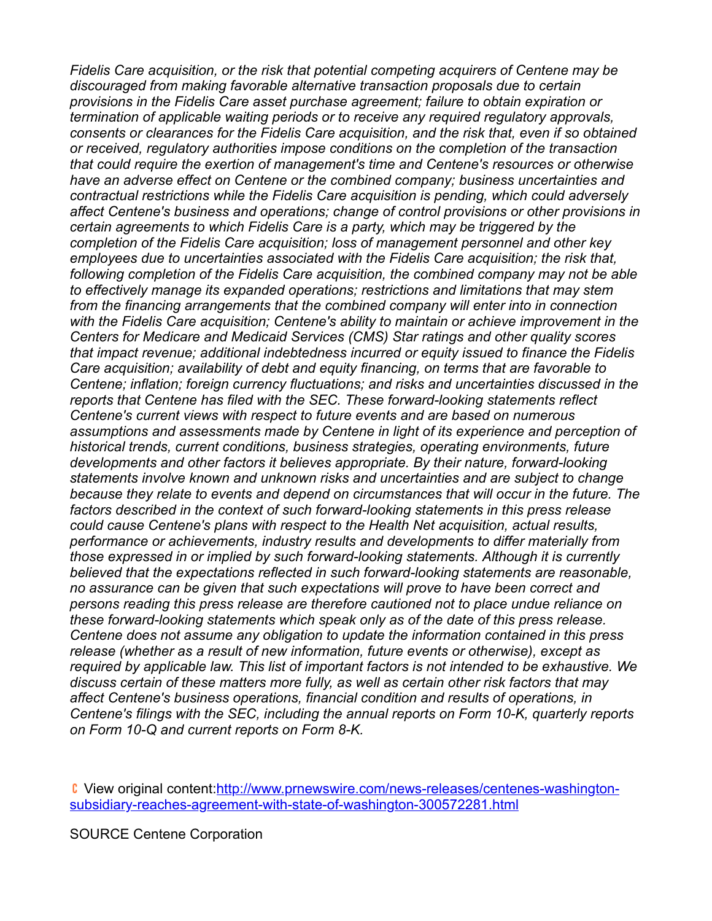*Fidelis Care acquisition, or the risk that potential competing acquirers of Centene may be discouraged from making favorable alternative transaction proposals due to certain provisions in the Fidelis Care asset purchase agreement; failure to obtain expiration or termination of applicable waiting periods or to receive any required regulatory approvals, consents or clearances for the Fidelis Care acquisition, and the risk that, even if so obtained or received, regulatory authorities impose conditions on the completion of the transaction that could require the exertion of management's time and Centene's resources or otherwise have an adverse effect on Centene or the combined company; business uncertainties and contractual restrictions while the Fidelis Care acquisition is pending, which could adversely affect Centene's business and operations; change of control provisions or other provisions in certain agreements to which Fidelis Care is a party, which may be triggered by the completion of the Fidelis Care acquisition; loss of management personnel and other key employees due to uncertainties associated with the Fidelis Care acquisition; the risk that, following completion of the Fidelis Care acquisition, the combined company may not be able to effectively manage its expanded operations; restrictions and limitations that may stem from the financing arrangements that the combined company will enter into in connection with the Fidelis Care acquisition; Centene's ability to maintain or achieve improvement in the Centers for Medicare and Medicaid Services (CMS) Star ratings and other quality scores that impact revenue; additional indebtedness incurred or equity issued to finance the Fidelis Care acquisition; availability of debt and equity financing, on terms that are favorable to Centene; inflation; foreign currency fluctuations; and risks and uncertainties discussed in the reports that Centene has filed with the SEC. These forward-looking statements reflect Centene's current views with respect to future events and are based on numerous assumptions and assessments made by Centene in light of its experience and perception of historical trends, current conditions, business strategies, operating environments, future developments and other factors it believes appropriate. By their nature, forward-looking statements involve known and unknown risks and uncertainties and are subject to change because they relate to events and depend on circumstances that will occur in the future. The factors described in the context of such forward-looking statements in this press release could cause Centene's plans with respect to the Health Net acquisition, actual results, performance or achievements, industry results and developments to differ materially from those expressed in or implied by such forward-looking statements. Although it is currently believed that the expectations reflected in such forward-looking statements are reasonable, no assurance can be given that such expectations will prove to have been correct and persons reading this press release are therefore cautioned not to place undue reliance on these forward-looking statements which speak only as of the date of this press release. Centene does not assume any obligation to update the information contained in this press release (whether as a result of new information, future events or otherwise), except as required by applicable law. This list of important factors is not intended to be exhaustive. We discuss certain of these matters more fully, as well as certain other risk factors that may affect Centene's business operations, financial condition and results of operations, in Centene's filings with the SEC, including the annual reports on Form 10-K, quarterly reports on Form 10-Q and current reports on Form 8-K.*

View original content:[http://www.prnewswire.com/news-releases/centenes-washington-subsidiary-reaches-agreement-with-state-of-washington-300572281.html](http://www.prnewswire.com/news-releases/centenes-washington-subsidiary-reaches-agreement-with-state-of-washington-300572281.html)

SOURCE Centene Corporation